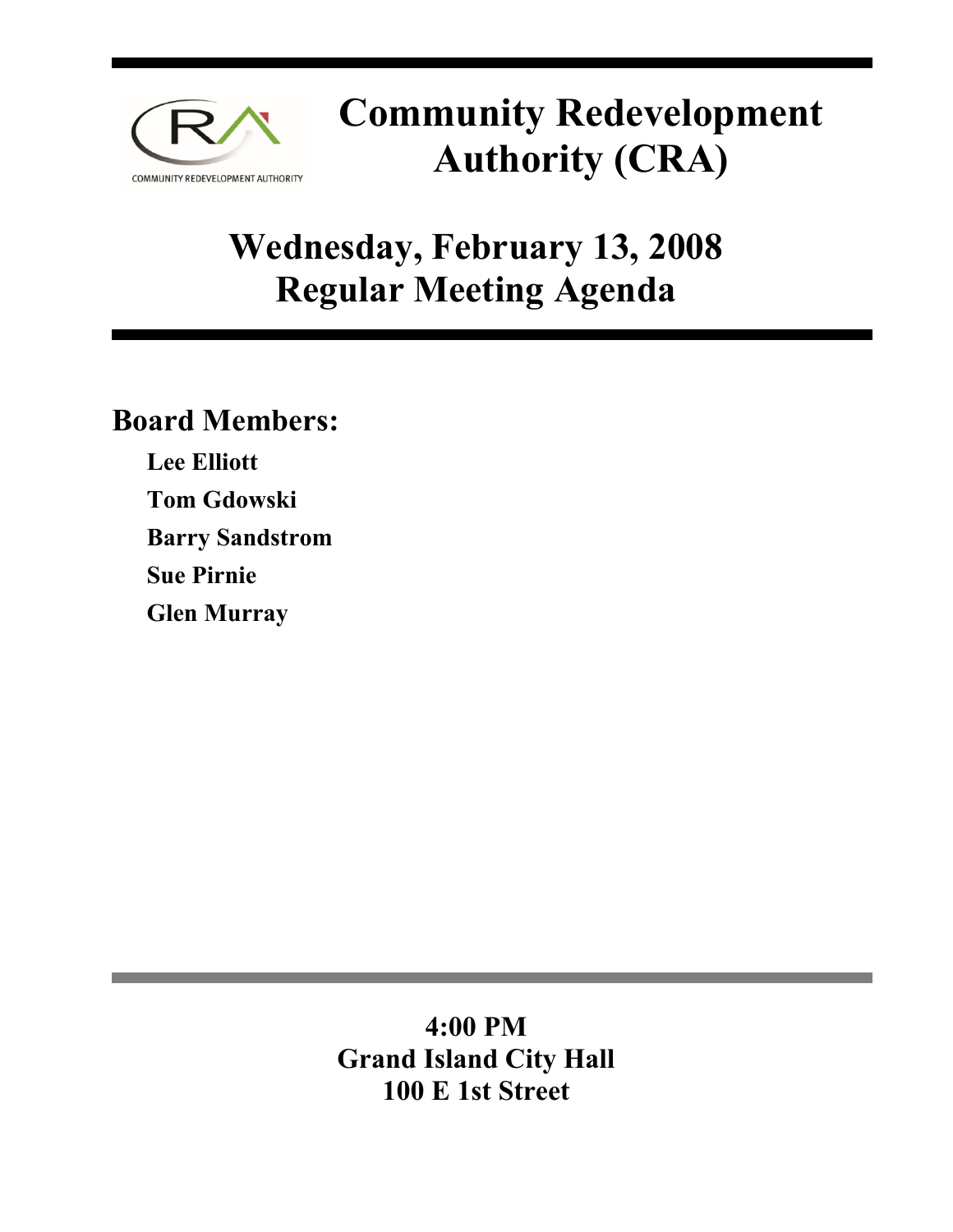# Community Redevelopment Authority (CRA)

## Wednesday, February 13, 2008
## Regular Meeting Agenda

### Board Members:

**Lee Elliott**

**Tom Gdowski**

**Barry Sandstrom**

**Sue Pirnie**

**Glen Murray**

**4:00 PM**
**Grand Island City Hall**
**100 E 1st Street**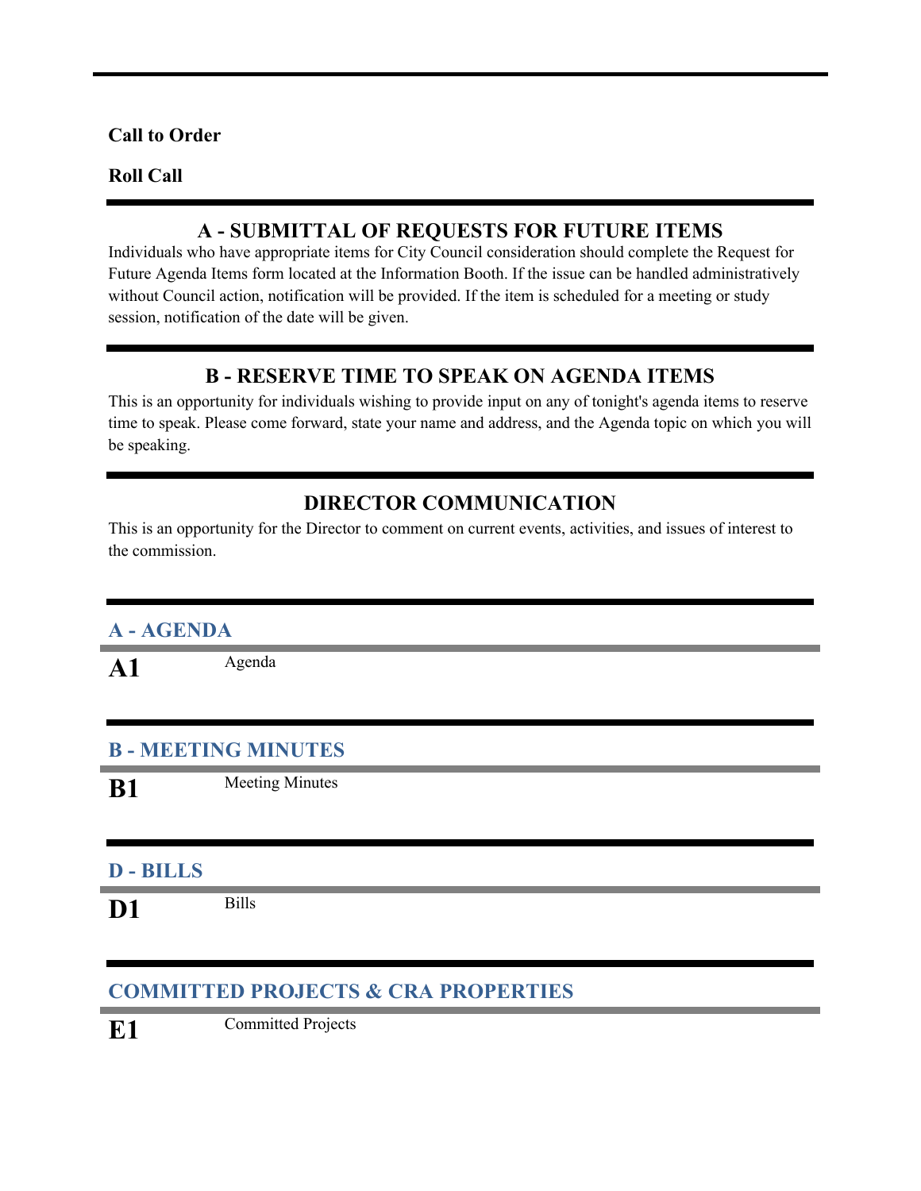**Call to Order**

**Roll Call**

## A - SUBMITTAL OF REQUESTS FOR FUTURE ITEMS

Individuals who have appropriate items for City Council consideration should complete the Request for Future Agenda Items form located at the Information Booth. If the issue can be handled administratively without Council action, notification will be provided. If the item is scheduled for a meeting or study session, notification of the date will be given.

## B - RESERVE TIME TO SPEAK ON AGENDA ITEMS

This is an opportunity for individuals wishing to provide input on any of tonight's agenda items to reserve time to speak. Please come forward, state your name and address, and the Agenda topic on which you will be speaking.

## DIRECTOR COMMUNICATION

This is an opportunity for the Director to comment on current events, activities, and issues of interest to the commission.

### A - AGENDA

**A1** Agenda

### B - MEETING MINUTES

**B1** Meeting Minutes

### D - BILLS

**D1** Bills

### COMMITTED PROJECTS & CRA PROPERTIES

**E1** Committed Projects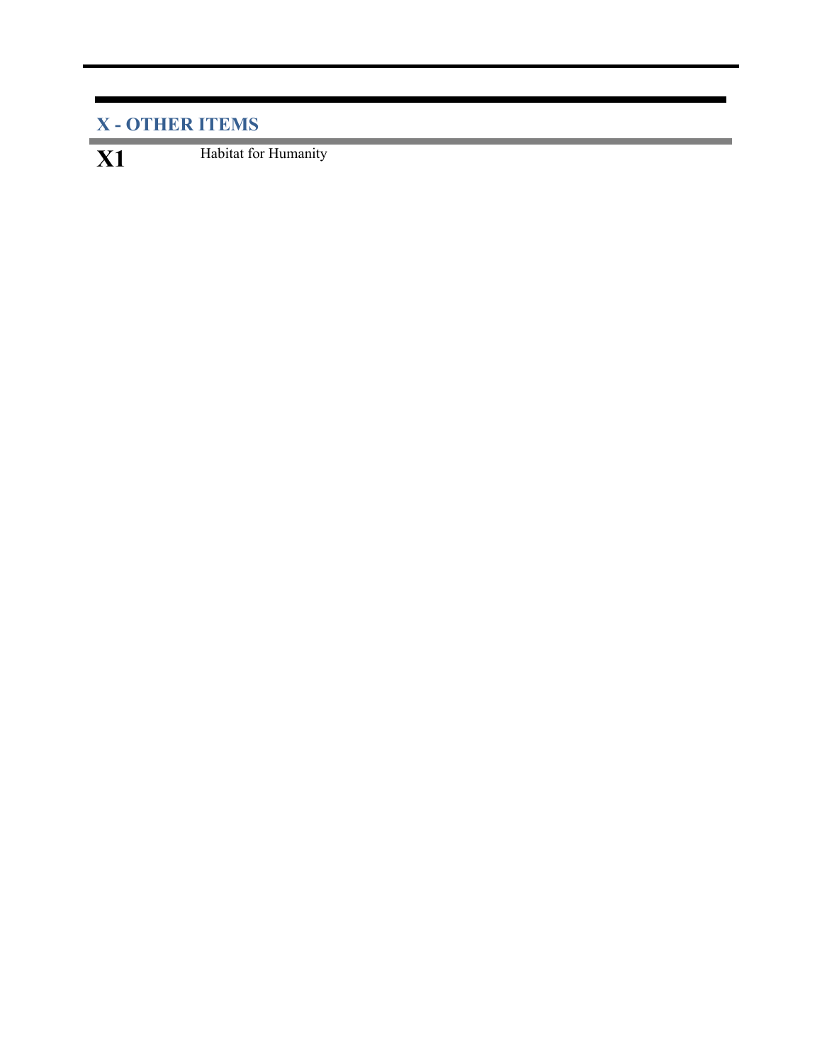## X - OTHER ITEMS

**X1** Habitat for Humanity